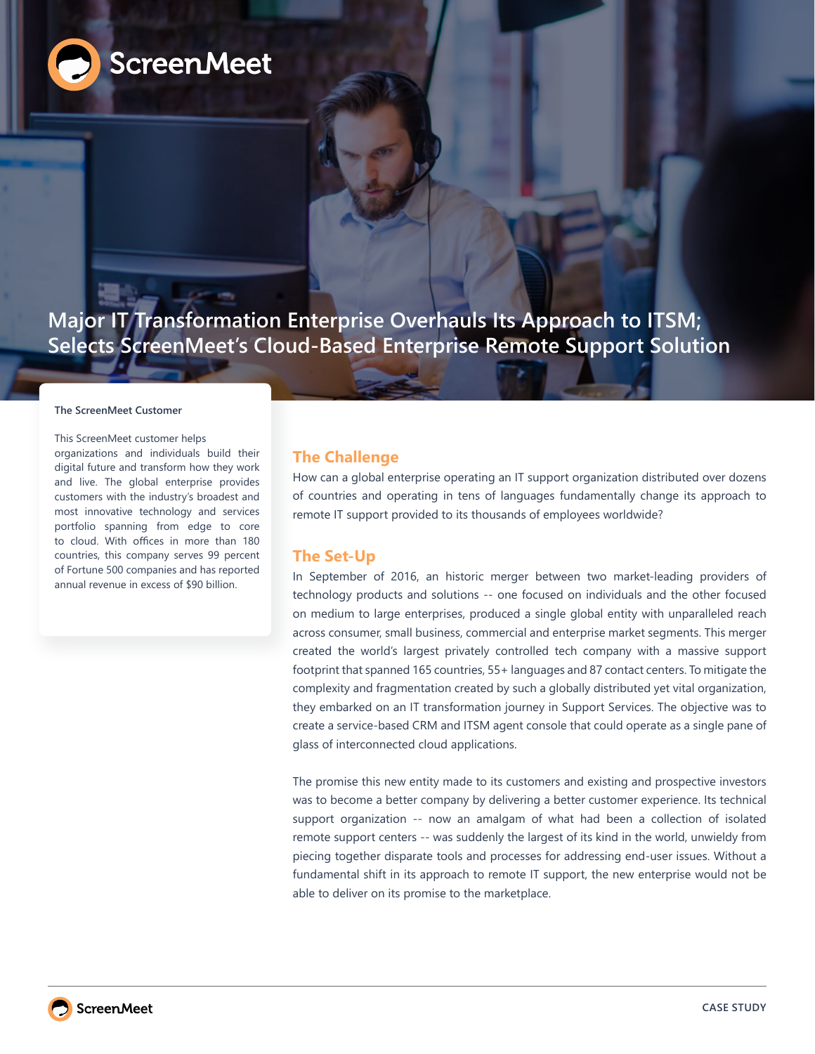# Major IT Transformation Enterprise Overhauls Its Approach to ITSM; Selects ScreenMeet's Cloud-Based Enterprise Remote Support Solution

### The ScreenMeet Customer

This ScreenMeet customer helps organizations and individuals build their digital future and transform how they work and live. The global enterprise provides customers with the industry's broadest and most innovative technology and services portfolio spanning from edge to core to cloud. With offices in more than 180 countries, this company serves 99 percent of Fortune 500 companies and has reported annual revenue in excess of $90 billion.

## The Challenge

How can a global enterprise operating an IT support organization distributed over dozens of countries and operating in tens of languages fundamentally change its approach to remote IT support provided to its thousands of employees worldwide?

## The Set-Up

In September of 2016, an historic merger between two market-leading providers of technology products and solutions -- one focused on individuals and the other focused on medium to large enterprises, produced a single global entity with unparalleled reach across consumer, small business, commercial and enterprise market segments. This merger created the world's largest privately controlled tech company with a massive support footprint that spanned 165 countries, 55+ languages and 87 contact centers. To mitigate the complexity and fragmentation created by such a globally distributed yet vital organization, they embarked on an IT transformation journey in Support Services. The objective was to create a service-based CRM and ITSM agent console that could operate as a single pane of glass of interconnected cloud applications.

The promise this new entity made to its customers and existing and prospective investors was to become a better company by delivering a better customer experience. Its technical support organization -- now an amalgam of what had been a collection of isolated remote support centers -- was suddenly the largest of its kind in the world, unwieldy from piecing together disparate tools and processes for addressing end-user issues. Without a fundamental shift in its approach to remote IT support, the new enterprise would not be able to deliver on its promise to the marketplace.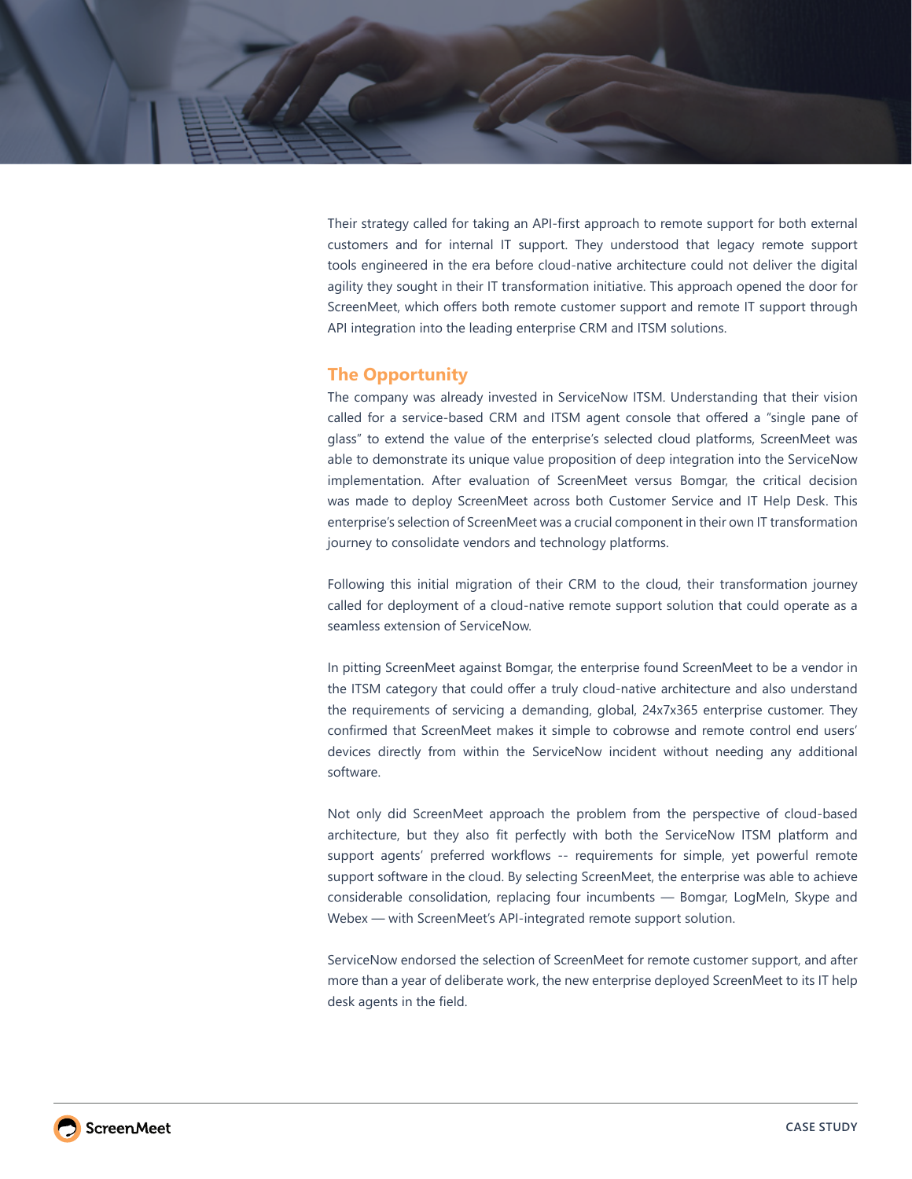Their strategy called for taking an API-first approach to remote support for both external customers and for internal IT support. They understood that legacy remote support tools engineered in the era before cloud-native architecture could not deliver the digital agility they sought in their IT transformation initiative. This approach opened the door for ScreenMeet, which offers both remote customer support and remote IT support through API integration into the leading enterprise CRM and ITSM solutions.

## The Opportunity

The company was already invested in ServiceNow ITSM. Understanding that their vision called for a service-based CRM and ITSM agent console that offered a "single pane of glass" to extend the value of the enterprise's selected cloud platforms, ScreenMeet was able to demonstrate its unique value proposition of deep integration into the ServiceNow implementation. After evaluation of ScreenMeet versus Bomgar, the critical decision was made to deploy ScreenMeet across both Customer Service and IT Help Desk. This enterprise's selection of ScreenMeet was a crucial component in their own IT transformation journey to consolidate vendors and technology platforms.

Following this initial migration of their CRM to the cloud, their transformation journey called for deployment of a cloud-native remote support solution that could operate as a seamless extension of ServiceNow.

In pitting ScreenMeet against Bomgar, the enterprise found ScreenMeet to be a vendor in the ITSM category that could offer a truly cloud-native architecture and also understand the requirements of servicing a demanding, global, 24x7x365 enterprise customer. They confirmed that ScreenMeet makes it simple to cobrowse and remote control end users' devices directly from within the ServiceNow incident without needing any additional software.

Not only did ScreenMeet approach the problem from the perspective of cloud-based architecture, but they also fit perfectly with both the ServiceNow ITSM platform and support agents' preferred workflows -- requirements for simple, yet powerful remote support software in the cloud. By selecting ScreenMeet, the enterprise was able to achieve considerable consolidation, replacing four incumbents — Bomgar, LogMeIn, Skype and Webex — with ScreenMeet's API-integrated remote support solution.

ServiceNow endorsed the selection of ScreenMeet for remote customer support, and after more than a year of deliberate work, the new enterprise deployed ScreenMeet to its IT help desk agents in the field.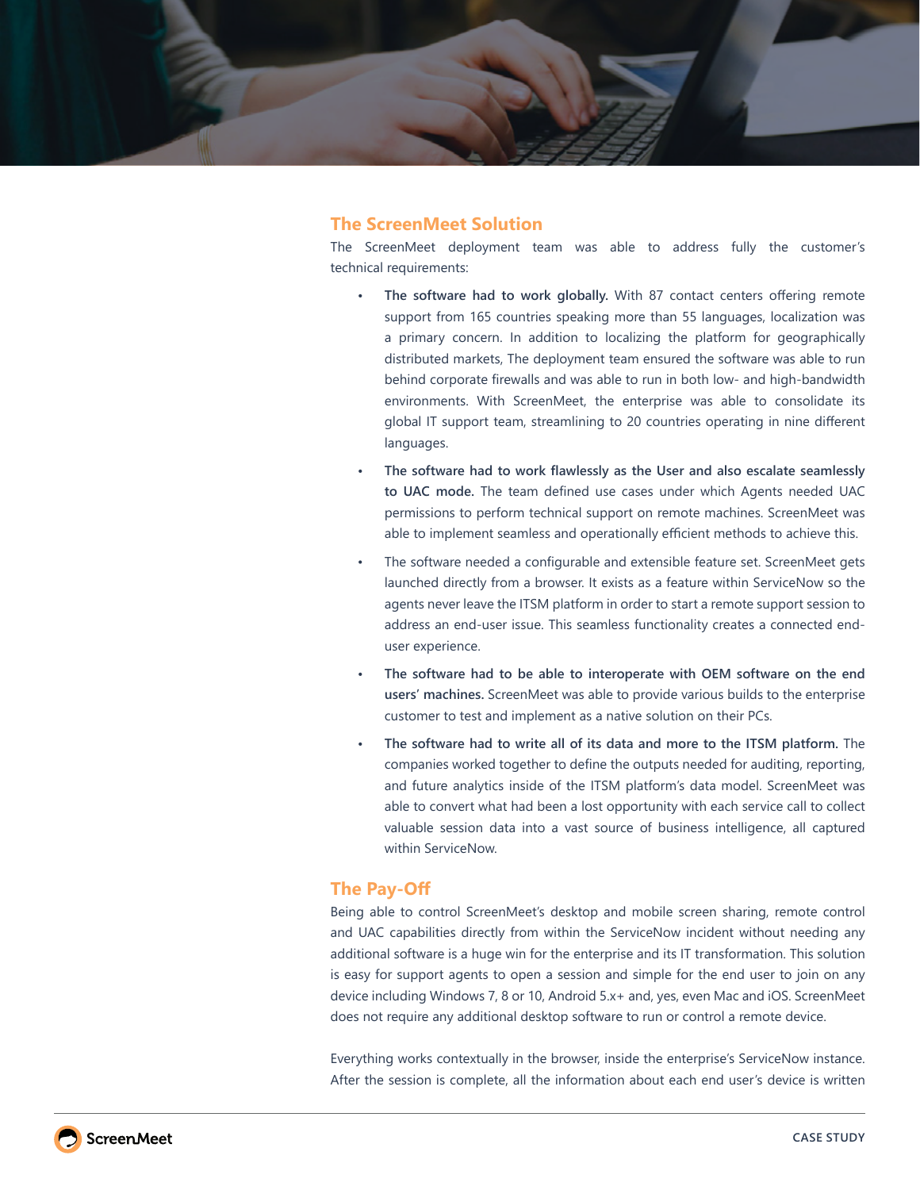## The ScreenMeet Solution

The ScreenMeet deployment team was able to address fully the customer's technical requirements:

- **The software had to work globally.** With 87 contact centers offering remote support from 165 countries speaking more than 55 languages, localization was a primary concern. In addition to localizing the platform for geographically distributed markets, The deployment team ensured the software was able to run behind corporate firewalls and was able to run in both low- and high-bandwidth environments. With ScreenMeet, the enterprise was able to consolidate its global IT support team, streamlining to 20 countries operating in nine different languages.
- **The software had to work flawlessly as the User and also escalate seamlessly to UAC mode.** The team defined use cases under which Agents needed UAC permissions to perform technical support on remote machines. ScreenMeet was able to implement seamless and operationally efficient methods to achieve this.
- The software needed a configurable and extensible feature set. ScreenMeet gets launched directly from a browser. It exists as a feature within ServiceNow so the agents never leave the ITSM platform in order to start a remote support session to address an end-user issue. This seamless functionality creates a connected end-user experience.
- **The software had to be able to interoperate with OEM software on the end users' machines.** ScreenMeet was able to provide various builds to the enterprise customer to test and implement as a native solution on their PCs.
- **The software had to write all of its data and more to the ITSM platform.** The companies worked together to define the outputs needed for auditing, reporting, and future analytics inside of the ITSM platform's data model. ScreenMeet was able to convert what had been a lost opportunity with each service call to collect valuable session data into a vast source of business intelligence, all captured within ServiceNow.

## The Pay-Off

Being able to control ScreenMeet's desktop and mobile screen sharing, remote control and UAC capabilities directly from within the ServiceNow incident without needing any additional software is a huge win for the enterprise and its IT transformation. This solution is easy for support agents to open a session and simple for the end user to join on any device including Windows 7, 8 or 10, Android 5.x+ and, yes, even Mac and iOS. ScreenMeet does not require any additional desktop software to run or control a remote device.

Everything works contextually in the browser, inside the enterprise's ServiceNow instance. After the session is complete, all the information about each end user's device is written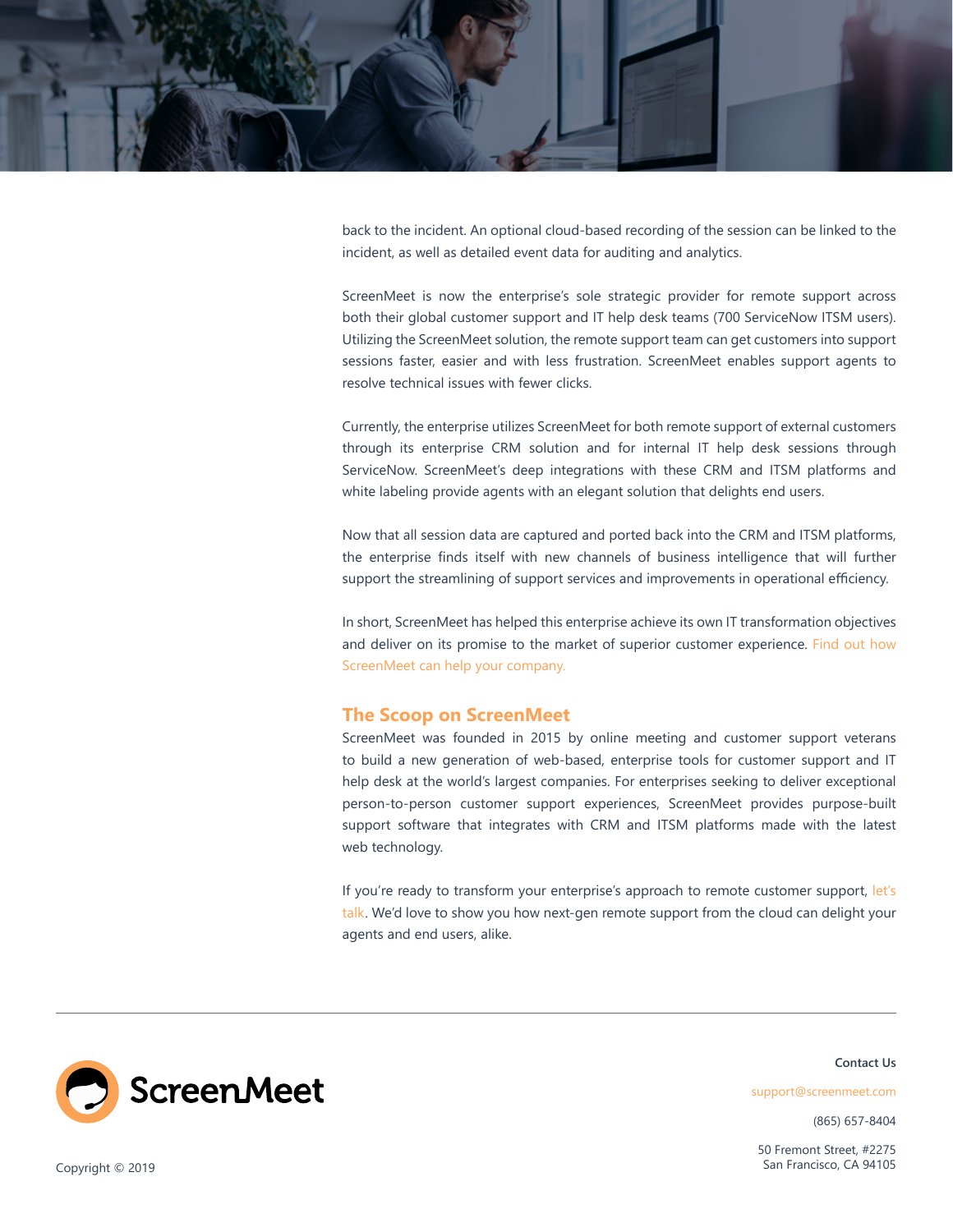back to the incident. An optional cloud-based recording of the session can be linked to the incident, as well as detailed event data for auditing and analytics.

ScreenMeet is now the enterprise's sole strategic provider for remote support across both their global customer support and IT help desk teams (700 ServiceNow ITSM users). Utilizing the ScreenMeet solution, the remote support team can get customers into support sessions faster, easier and with less frustration. ScreenMeet enables support agents to resolve technical issues with fewer clicks.

Currently, the enterprise utilizes ScreenMeet for both remote support of external customers through its enterprise CRM solution and for internal IT help desk sessions through ServiceNow. ScreenMeet's deep integrations with these CRM and ITSM platforms and white labeling provide agents with an elegant solution that delights end users.

Now that all session data are captured and ported back into the CRM and ITSM platforms, the enterprise finds itself with new channels of business intelligence that will further support the streamlining of support services and improvements in operational efficiency.

In short, ScreenMeet has helped this enterprise achieve its own IT transformation objectives and deliver on its promise to the market of superior customer experience. Find out how ScreenMeet can help your company.

## The Scoop on ScreenMeet

ScreenMeet was founded in 2015 by online meeting and customer support veterans to build a new generation of web-based, enterprise tools for customer support and IT help desk at the world's largest companies. For enterprises seeking to deliver exceptional person-to-person customer support experiences, ScreenMeet provides purpose-built support software that integrates with CRM and ITSM platforms made with the latest web technology.

If you're ready to transform your enterprise's approach to remote customer support, let's talk. We'd love to show you how next-gen remote support from the cloud can delight your agents and end users, alike.

---

ScreenMeet

Copyright © 2019

**Contact Us**

support@screenmeet.com

(865) 657-8404

50 Fremont Street, #2275
San Francisco, CA 94105